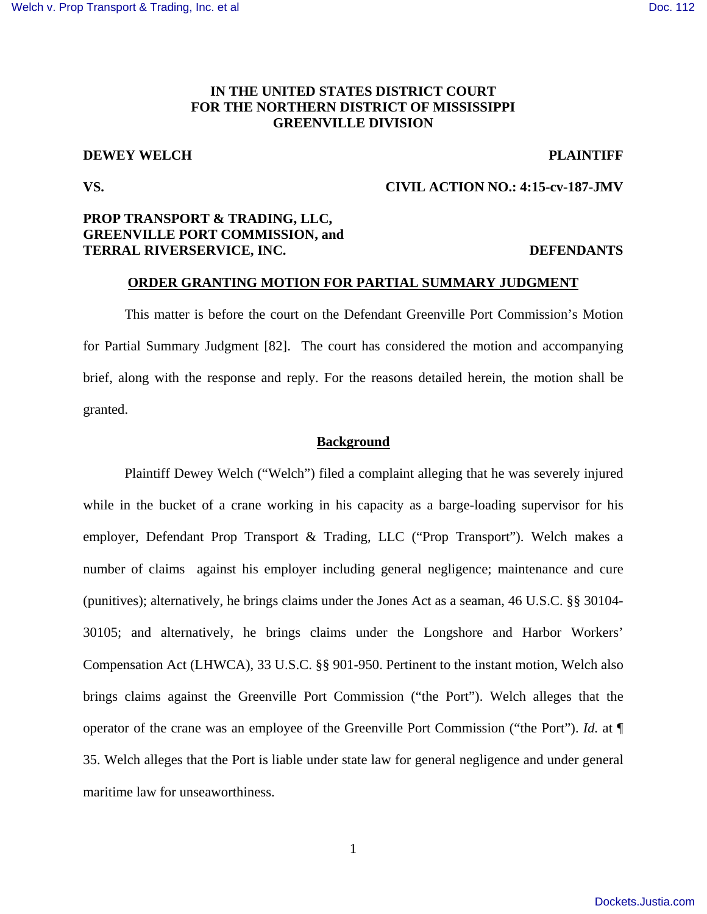**IN THE UNITED STATES DISTRICT COURT**
**FOR THE NORTHERN DISTRICT OF MISSISSIPPI**
**GREENVILLE DIVISION**

**DEWEY WELCH** **PLAINTIFF**

**VS.** **CIVIL ACTION NO.: 4:15-cv-187-JMV**

**PROP TRANSPORT & TRADING, LLC,**
**GREENVILLE PORT COMMISSION, and**
**TERRAL RIVERSERVICE, INC.** **DEFENDANTS**

## ORDER GRANTING MOTION FOR PARTIAL SUMMARY JUDGMENT

This matter is before the court on the Defendant Greenville Port Commission's Motion for Partial Summary Judgment [82]. The court has considered the motion and accompanying brief, along with the response and reply. For the reasons detailed herein, the motion shall be granted.

## Background

Plaintiff Dewey Welch ("Welch") filed a complaint alleging that he was severely injured while in the bucket of a crane working in his capacity as a barge-loading supervisor for his employer, Defendant Prop Transport & Trading, LLC ("Prop Transport"). Welch makes a number of claims against his employer including general negligence; maintenance and cure (punitives); alternatively, he brings claims under the Jones Act as a seaman, 46 U.S.C. §§ 30104-30105; and alternatively, he brings claims under the Longshore and Harbor Workers' Compensation Act (LHWCA), 33 U.S.C. §§ 901-950. Pertinent to the instant motion, Welch also brings claims against the Greenville Port Commission ("the Port"). Welch alleges that the operator of the crane was an employee of the Greenville Port Commission ("the Port"). *Id.* at ¶ 35. Welch alleges that the Port is liable under state law for general negligence and under general maritime law for unseaworthiness.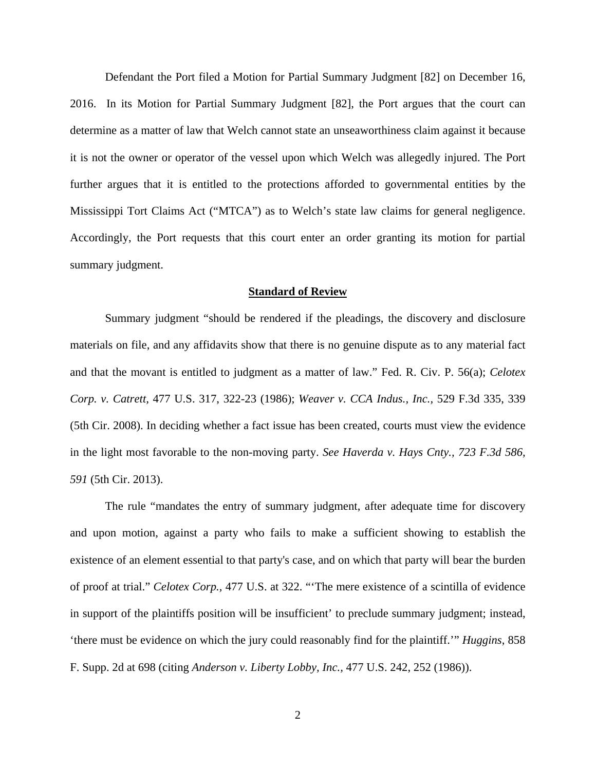Defendant the Port filed a Motion for Partial Summary Judgment [82] on December 16, 2016. In its Motion for Partial Summary Judgment [82], the Port argues that the court can determine as a matter of law that Welch cannot state an unseaworthiness claim against it because it is not the owner or operator of the vessel upon which Welch was allegedly injured. The Port further argues that it is entitled to the protections afforded to governmental entities by the Mississippi Tort Claims Act ("MTCA") as to Welch's state law claims for general negligence. Accordingly, the Port requests that this court enter an order granting its motion for partial summary judgment.

**Standard of Review**

Summary judgment "should be rendered if the pleadings, the discovery and disclosure materials on file, and any affidavits show that there is no genuine dispute as to any material fact and that the movant is entitled to judgment as a matter of law." Fed. R. Civ. P. 56(a); *Celotex Corp. v. Catrett,* 477 U.S. 317, 322-23 (1986); *Weaver v. CCA Indus., Inc.,* 529 F.3d 335, 339 (5th Cir. 2008). In deciding whether a fact issue has been created, courts must view the evidence in the light most favorable to the non-moving party. *See Haverda v. Hays Cnty., 723 F.3d 586, 591* (5th Cir. 2013).

The rule "mandates the entry of summary judgment, after adequate time for discovery and upon motion, against a party who fails to make a sufficient showing to establish the existence of an element essential to that party's case, and on which that party will bear the burden of proof at trial." *Celotex Corp.,* 477 U.S. at 322. "'The mere existence of a scintilla of evidence in support of the plaintiffs position will be insufficient' to preclude summary judgment; instead, 'there must be evidence on which the jury could reasonably find for the plaintiff.'" *Huggins*, 858 F. Supp. 2d at 698 (citing *Anderson v. Liberty Lobby, Inc.,* 477 U.S. 242, 252 (1986)).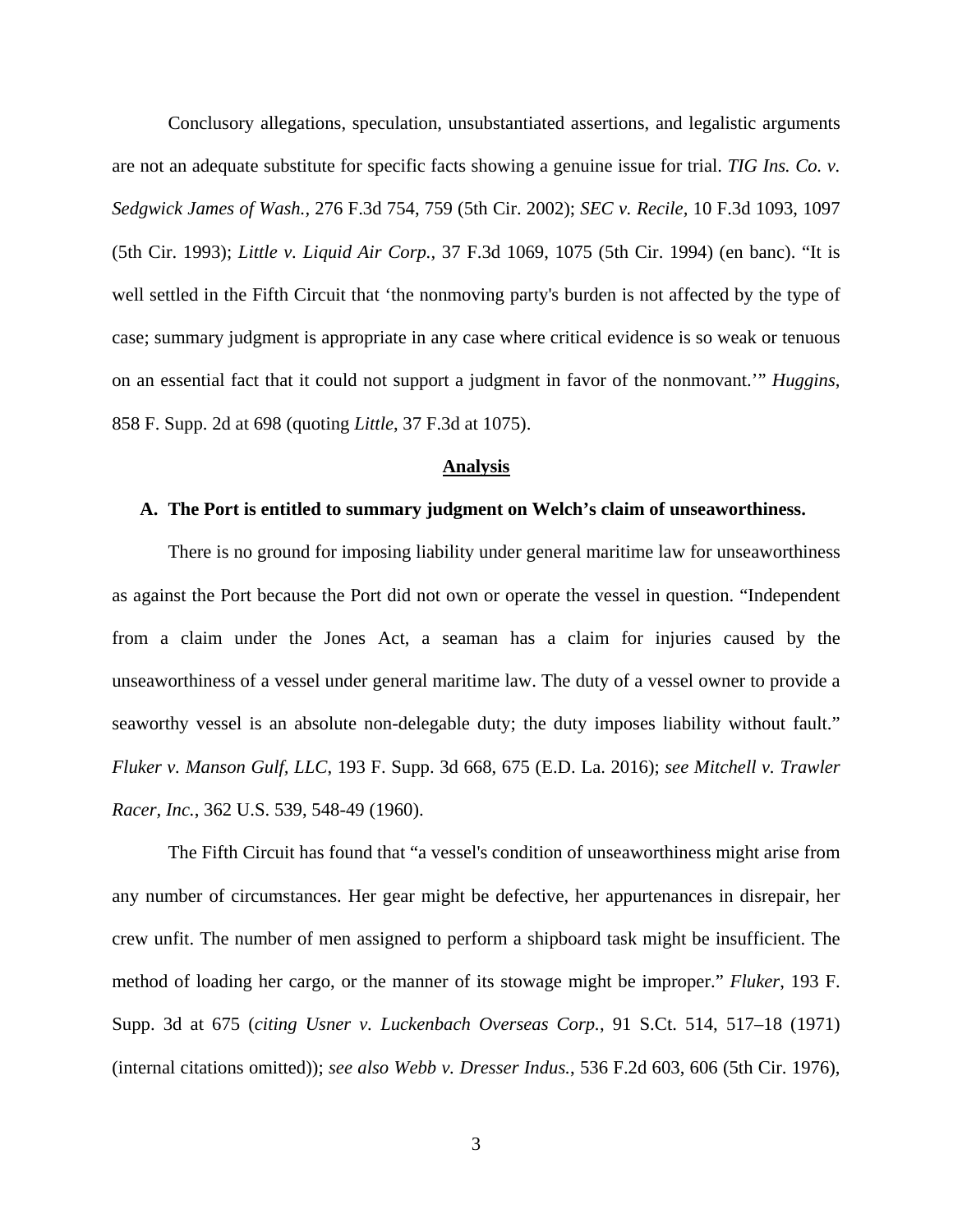Conclusory allegations, speculation, unsubstantiated assertions, and legalistic arguments are not an adequate substitute for specific facts showing a genuine issue for trial. *TIG Ins. Co. v. Sedgwick James of Wash.*, 276 F.3d 754, 759 (5th Cir. 2002); *SEC v. Recile*, 10 F.3d 1093, 1097 (5th Cir. 1993); *Little v. Liquid Air Corp.*, 37 F.3d 1069, 1075 (5th Cir. 1994) (en banc). "It is well settled in the Fifth Circuit that 'the nonmoving party's burden is not affected by the type of case; summary judgment is appropriate in any case where critical evidence is so weak or tenuous on an essential fact that it could not support a judgment in favor of the nonmovant.'" *Huggins*, 858 F. Supp. 2d at 698 (quoting *Little*, 37 F.3d at 1075).

## Analysis

### A. The Port is entitled to summary judgment on Welch's claim of unseaworthiness.

There is no ground for imposing liability under general maritime law for unseaworthiness as against the Port because the Port did not own or operate the vessel in question. "Independent from a claim under the Jones Act, a seaman has a claim for injuries caused by the unseaworthiness of a vessel under general maritime law. The duty of a vessel owner to provide a seaworthy vessel is an absolute non-delegable duty; the duty imposes liability without fault." *Fluker v. Manson Gulf, LLC*, 193 F. Supp. 3d 668, 675 (E.D. La. 2016); *see Mitchell v. Trawler Racer, Inc.*, 362 U.S. 539, 548-49 (1960).

The Fifth Circuit has found that "a vessel's condition of unseaworthiness might arise from any number of circumstances. Her gear might be defective, her appurtenances in disrepair, her crew unfit. The number of men assigned to perform a shipboard task might be insufficient. The method of loading her cargo, or the manner of its stowage might be improper." *Fluker*, 193 F. Supp. 3d at 675 (*citing Usner v. Luckenbach Overseas Corp.*, 91 S.Ct. 514, 517–18 (1971) (internal citations omitted)); *see also Webb v. Dresser Indus.*, 536 F.2d 603, 606 (5th Cir. 1976),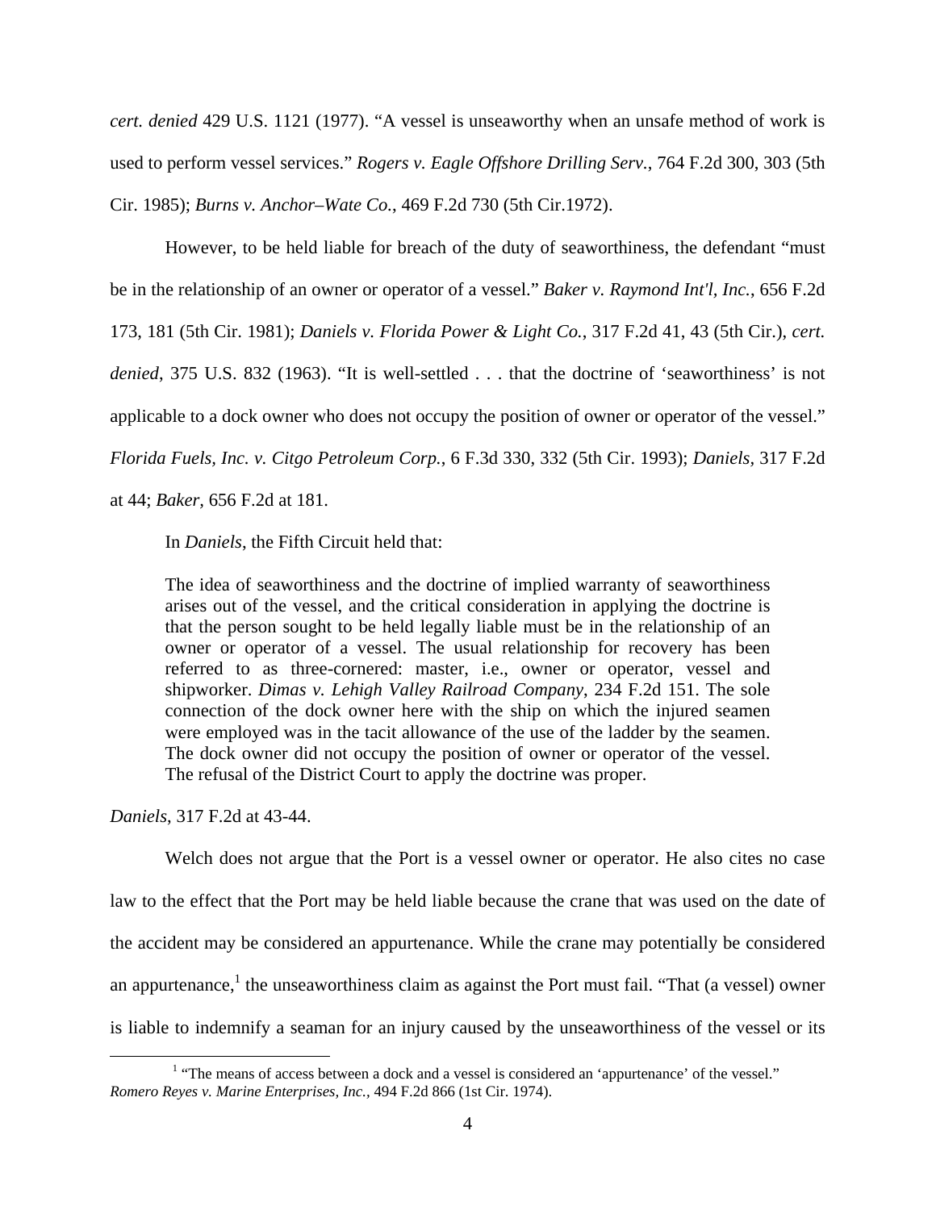*cert. denied* 429 U.S. 1121 (1977). "A vessel is unseaworthy when an unsafe method of work is used to perform vessel services." *Rogers v. Eagle Offshore Drilling Serv.*, 764 F.2d 300, 303 (5th Cir. 1985); *Burns v. Anchor–Wate Co.*, 469 F.2d 730 (5th Cir.1972).

However, to be held liable for breach of the duty of seaworthiness, the defendant "must be in the relationship of an owner or operator of a vessel." *Baker v. Raymond Int'l, Inc.*, 656 F.2d 173, 181 (5th Cir. 1981); *Daniels v. Florida Power & Light Co.*, 317 F.2d 41, 43 (5th Cir.), *cert. denied*, 375 U.S. 832 (1963). "It is well-settled . . . that the doctrine of 'seaworthiness' is not applicable to a dock owner who does not occupy the position of owner or operator of the vessel." *Florida Fuels, Inc. v. Citgo Petroleum Corp.*, 6 F.3d 330, 332 (5th Cir. 1993); *Daniels*, 317 F.2d at 44; *Baker*, 656 F.2d at 181.

In *Daniels*, the Fifth Circuit held that:

> The idea of seaworthiness and the doctrine of implied warranty of seaworthiness arises out of the vessel, and the critical consideration in applying the doctrine is that the person sought to be held legally liable must be in the relationship of an owner or operator of a vessel. The usual relationship for recovery has been referred to as three-cornered: master, i.e., owner or operator, vessel and shipworker. *Dimas v. Lehigh Valley Railroad Company*, 234 F.2d 151. The sole connection of the dock owner here with the ship on which the injured seamen were employed was in the tacit allowance of the use of the ladder by the seamen. The dock owner did not occupy the position of owner or operator of the vessel. The refusal of the District Court to apply the doctrine was proper.

*Daniels*, 317 F.2d at 43-44.

Welch does not argue that the Port is a vessel owner or operator. He also cites no case law to the effect that the Port may be held liable because the crane that was used on the date of the accident may be considered an appurtenance. While the crane may potentially be considered an appurtenance,[1] the unseaworthiness claim as against the Port must fail. "That (a vessel) owner is liable to indemnify a seaman for an injury caused by the unseaworthiness of the vessel or its

[1] "The means of access between a dock and a vessel is considered an 'appurtenance' of the vessel." *Romero Reyes v. Marine Enterprises, Inc.*, 494 F.2d 866 (1st Cir. 1974).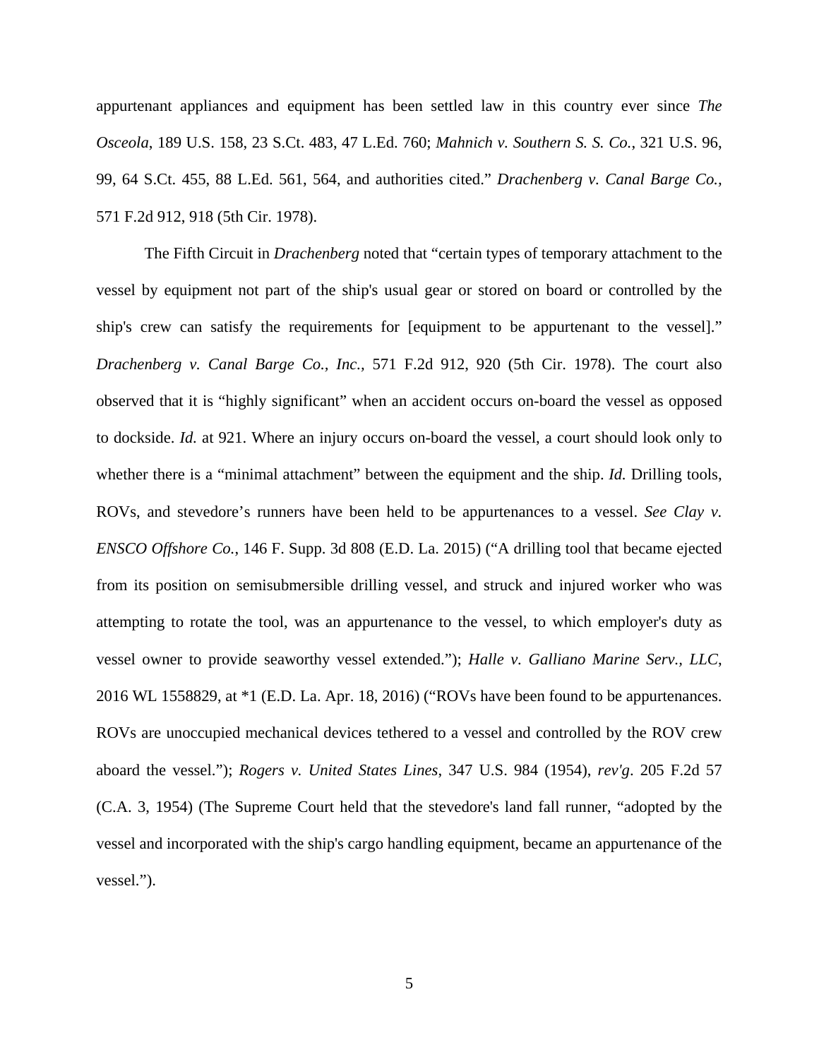appurtenant appliances and equipment has been settled law in this country ever since *The Osceola*, 189 U.S. 158, 23 S.Ct. 483, 47 L.Ed. 760; *Mahnich v. Southern S. S. Co.*, 321 U.S. 96, 99, 64 S.Ct. 455, 88 L.Ed. 561, 564, and authorities cited." *Drachenberg v. Canal Barge Co.*, 571 F.2d 912, 918 (5th Cir. 1978).

The Fifth Circuit in *Drachenberg* noted that "certain types of temporary attachment to the vessel by equipment not part of the ship's usual gear or stored on board or controlled by the ship's crew can satisfy the requirements for [equipment to be appurtenant to the vessel]." *Drachenberg v. Canal Barge Co., Inc.*, 571 F.2d 912, 920 (5th Cir. 1978). The court also observed that it is "highly significant" when an accident occurs on-board the vessel as opposed to dockside. *Id.* at 921. Where an injury occurs on-board the vessel, a court should look only to whether there is a "minimal attachment" between the equipment and the ship. *Id.* Drilling tools, ROVs, and stevedore's runners have been held to be appurtenances to a vessel. *See Clay v. ENSCO Offshore Co.*, 146 F. Supp. 3d 808 (E.D. La. 2015) ("A drilling tool that became ejected from its position on semisubmersible drilling vessel, and struck and injured worker who was attempting to rotate the tool, was an appurtenance to the vessel, to which employer's duty as vessel owner to provide seaworthy vessel extended."); *Halle v. Galliano Marine Serv., LLC*, 2016 WL 1558829, at *1 (E.D. La. Apr. 18, 2016) ("ROVs have been found to be appurtenances. ROVs are unoccupied mechanical devices tethered to a vessel and controlled by the ROV crew aboard the vessel."); *Rogers v. United States Lines*, 347 U.S. 984 (1954), *rev'g*. 205 F.2d 57 (C.A. 3, 1954) (The Supreme Court held that the stevedore's land fall runner, "adopted by the vessel and incorporated with the ship's cargo handling equipment, became an appurtenance of the vessel.").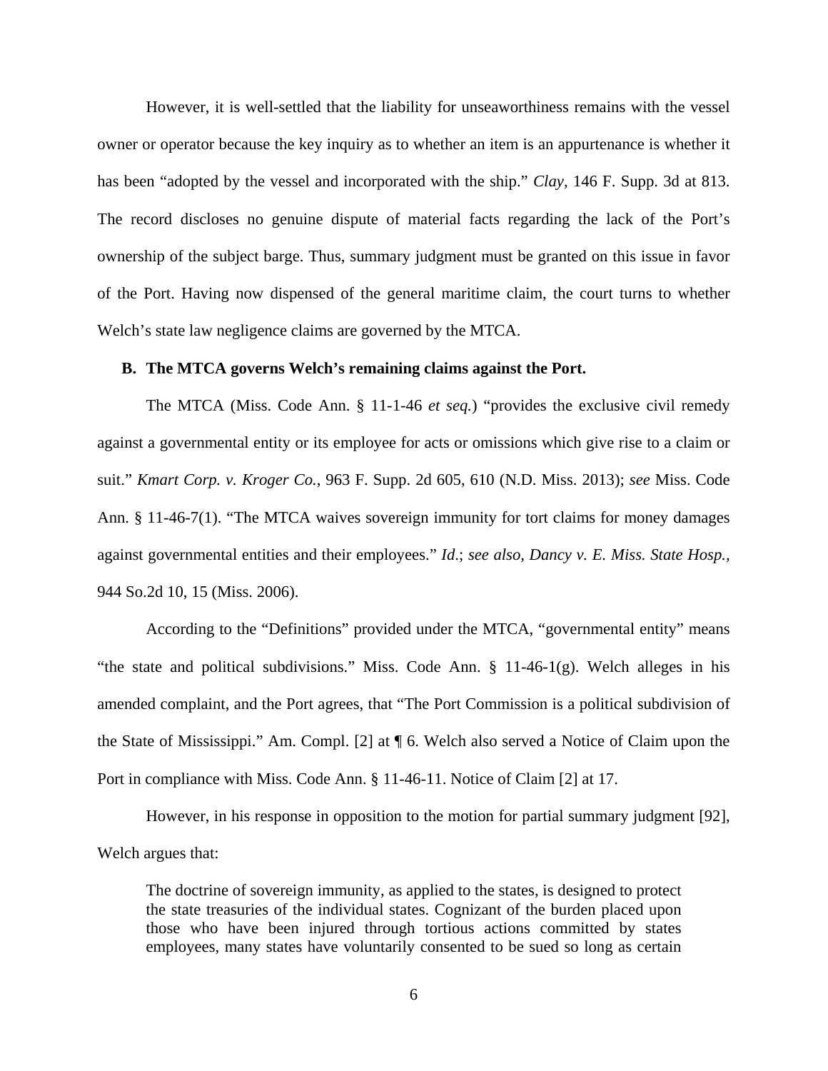However, it is well-settled that the liability for unseaworthiness remains with the vessel owner or operator because the key inquiry as to whether an item is an appurtenance is whether it has been "adopted by the vessel and incorporated with the ship." *Clay*, 146 F. Supp. 3d at 813. The record discloses no genuine dispute of material facts regarding the lack of the Port's ownership of the subject barge. Thus, summary judgment must be granted on this issue in favor of the Port. Having now dispensed of the general maritime claim, the court turns to whether Welch's state law negligence claims are governed by the MTCA.

### B. The MTCA governs Welch's remaining claims against the Port.

The MTCA (Miss. Code Ann. § 11-1-46 *et seq.*) "provides the exclusive civil remedy against a governmental entity or its employee for acts or omissions which give rise to a claim or suit." *Kmart Corp. v. Kroger Co.*, 963 F. Supp. 2d 605, 610 (N.D. Miss. 2013); *see* Miss. Code Ann. § 11-46-7(1). "The MTCA waives sovereign immunity for tort claims for money damages against governmental entities and their employees." *Id.*; *see also, Dancy v. E. Miss. State Hosp.*, 944 So.2d 10, 15 (Miss. 2006).

According to the "Definitions" provided under the MTCA, "governmental entity" means "the state and political subdivisions." Miss. Code Ann. § 11-46-1(g). Welch alleges in his amended complaint, and the Port agrees, that "The Port Commission is a political subdivision of the State of Mississippi." Am. Compl. [2] at ¶ 6. Welch also served a Notice of Claim upon the Port in compliance with Miss. Code Ann. § 11-46-11. Notice of Claim [2] at 17.

However, in his response in opposition to the motion for partial summary judgment [92], Welch argues that:

> The doctrine of sovereign immunity, as applied to the states, is designed to protect the state treasuries of the individual states. Cognizant of the burden placed upon those who have been injured through tortious actions committed by states employees, many states have voluntarily consented to be sued so long as certain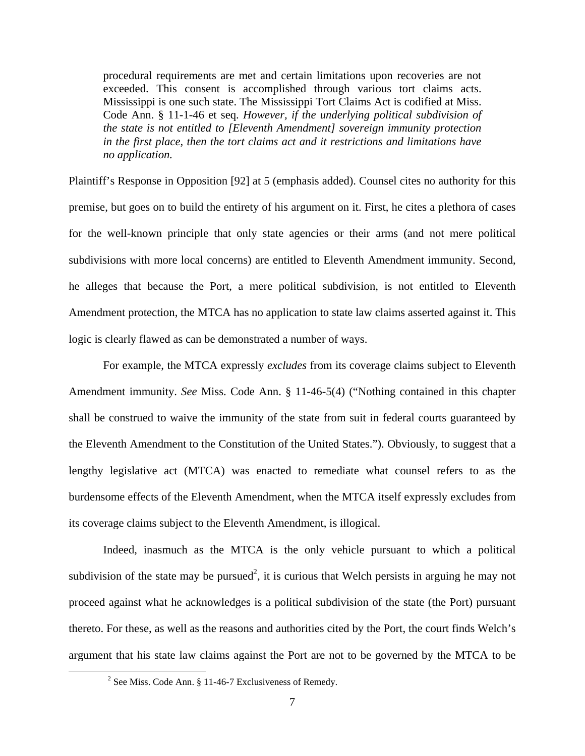> procedural requirements are met and certain limitations upon recoveries are not exceeded. This consent is accomplished through various tort claims acts. Mississippi is one such state. The Mississippi Tort Claims Act is codified at Miss. Code Ann. § 11-1-46 et seq. *However, if the underlying political subdivision of the state is not entitled to [Eleventh Amendment] sovereign immunity protection in the first place, then the tort claims act and it restrictions and limitations have no application.*

Plaintiff's Response in Opposition [92] at 5 (emphasis added). Counsel cites no authority for this premise, but goes on to build the entirety of his argument on it. First, he cites a plethora of cases for the well-known principle that only state agencies or their arms (and not mere political subdivisions with more local concerns) are entitled to Eleventh Amendment immunity. Second, he alleges that because the Port, a mere political subdivision, is not entitled to Eleventh Amendment protection, the MTCA has no application to state law claims asserted against it. This logic is clearly flawed as can be demonstrated a number of ways.

For example, the MTCA expressly *excludes* from its coverage claims subject to Eleventh Amendment immunity. *See* Miss. Code Ann. § 11-46-5(4) ("Nothing contained in this chapter shall be construed to waive the immunity of the state from suit in federal courts guaranteed by the Eleventh Amendment to the Constitution of the United States."). Obviously, to suggest that a lengthy legislative act (MTCA) was enacted to remediate what counsel refers to as the burdensome effects of the Eleventh Amendment, when the MTCA itself expressly excludes from its coverage claims subject to the Eleventh Amendment, is illogical.

Indeed, inasmuch as the MTCA is the only vehicle pursuant to which a political subdivision of the state may be pursued[2], it is curious that Welch persists in arguing he may not proceed against what he acknowledges is a political subdivision of the state (the Port) pursuant thereto. For these, as well as the reasons and authorities cited by the Port, the court finds Welch's argument that his state law claims against the Port are not to be governed by the MTCA to be

[2] See Miss. Code Ann. § 11-46-7 Exclusiveness of Remedy.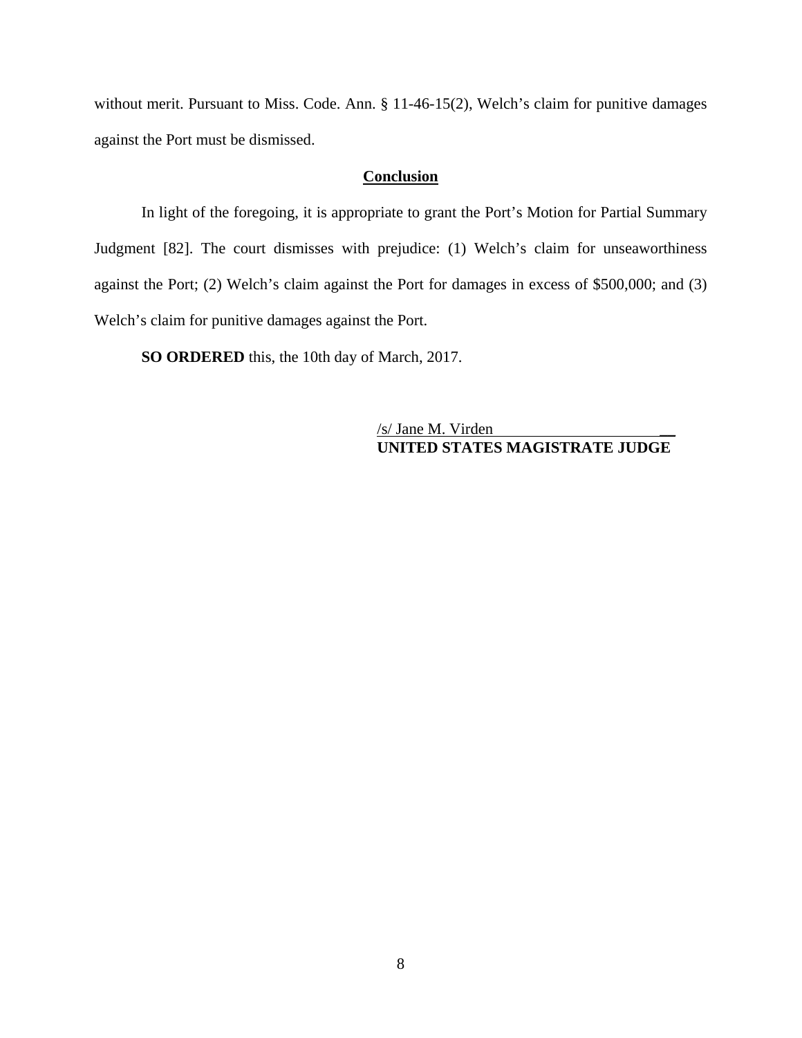without merit. Pursuant to Miss. Code. Ann. § 11-46-15(2), Welch's claim for punitive damages against the Port must be dismissed.

## Conclusion

In light of the foregoing, it is appropriate to grant the Port's Motion for Partial Summary Judgment [82]. The court dismisses with prejudice: (1) Welch's claim for unseaworthiness against the Port; (2) Welch's claim against the Port for damages in excess of $500,000; and (3) Welch's claim for punitive damages against the Port.

**SO ORDERED** this, the 10th day of March, 2017.

/s/ Jane M. Virden
**UNITED STATES MAGISTRATE JUDGE**